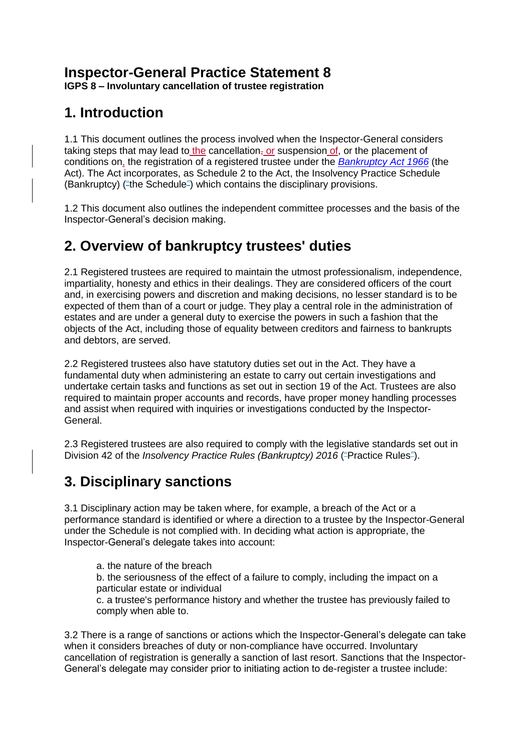# Inspector-General Practice Statement 8

**IGPS 8 – Involuntary cancellation of trustee registration**

## 1. Introduction

1.1 This document outlines the process involved when the Inspector-General considers taking steps that may lead to the cancellation, or suspension of, or the placement of conditions on, the registration of a registered trustee under the *Bankruptcy Act 1966* (the Act). The Act incorporates, as Schedule 2 to the Act, the Insolvency Practice Schedule (Bankruptcy) ("the Schedule") which contains the disciplinary provisions.

1.2 This document also outlines the independent committee processes and the basis of the Inspector-General's decision making.

## 2. Overview of bankruptcy trustees' duties

2.1 Registered trustees are required to maintain the utmost professionalism, independence, impartiality, honesty and ethics in their dealings. They are considered officers of the court and, in exercising powers and discretion and making decisions, no lesser standard is to be expected of them than of a court or judge. They play a central role in the administration of estates and are under a general duty to exercise the powers in such a fashion that the objects of the Act, including those of equality between creditors and fairness to bankrupts and debtors, are served.

2.2 Registered trustees also have statutory duties set out in the Act. They have a fundamental duty when administering an estate to carry out certain investigations and undertake certain tasks and functions as set out in section 19 of the Act. Trustees are also required to maintain proper accounts and records, have proper money handling processes and assist when required with inquiries or investigations conducted by the Inspector-General.

2.3 Registered trustees are also required to comply with the legislative standards set out in Division 42 of the *Insolvency Practice Rules (Bankruptcy) 2016* ("Practice Rules").

## 3. Disciplinary sanctions

3.1 Disciplinary action may be taken where, for example, a breach of the Act or a performance standard is identified or where a direction to a trustee by the Inspector-General under the Schedule is not complied with. In deciding what action is appropriate, the Inspector-General's delegate takes into account:

> a. the nature of the breach
> b. the seriousness of the effect of a failure to comply, including the impact on a particular estate or individual
> c. a trustee's performance history and whether the trustee has previously failed to comply when able to.

3.2 There is a range of sanctions or actions which the Inspector-General's delegate can take when it considers breaches of duty or non-compliance have occurred. Involuntary cancellation of registration is generally a sanction of last resort. Sanctions that the Inspector-General's delegate may consider prior to initiating action to de-register a trustee include: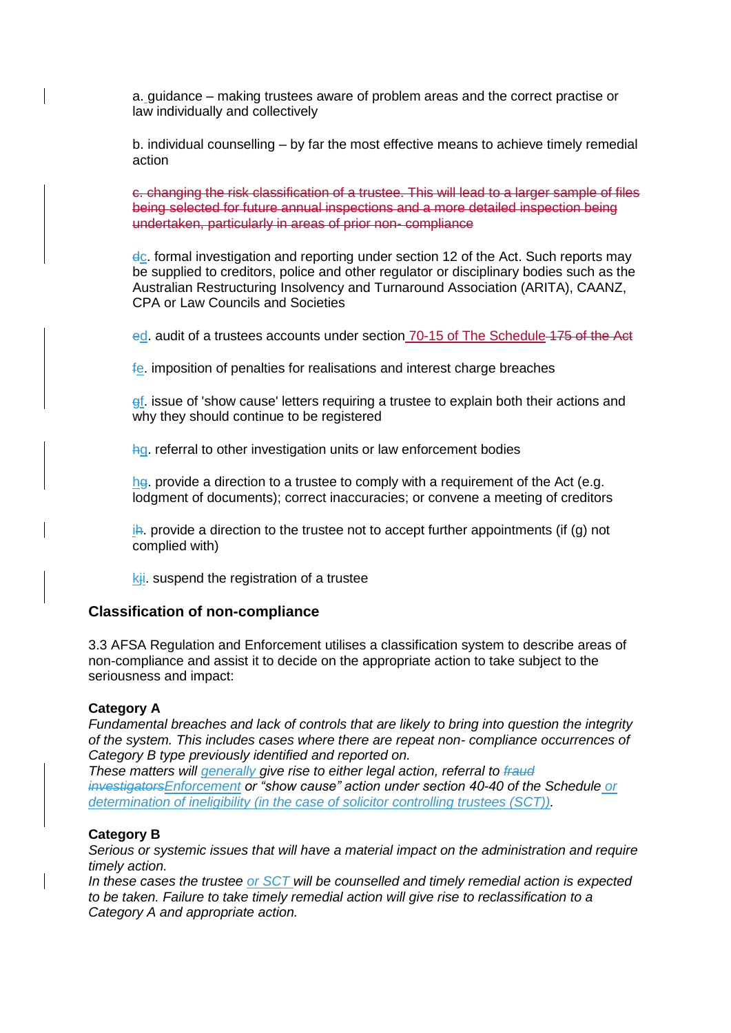a. guidance – making trustees aware of problem areas and the correct practise or law individually and collectively

b. individual counselling – by far the most effective means to achieve timely remedial action

~~c. changing the risk classification of a trustee. This will lead to a larger sample of files being selected for future annual inspections and a more detailed inspection being undertaken, particularly in areas of prior non- compliance~~

~~d~~c. formal investigation and reporting under section 12 of the Act. Such reports may be supplied to creditors, police and other regulator or disciplinary bodies such as the Australian Restructuring Insolvency and Turnaround Association (ARITA), CAANZ, CPA or Law Councils and Societies

~~e~~d. audit of a trustees accounts under section 70-15 of The Schedule ~~175 of the Act~~

~~f~~e. imposition of penalties for realisations and interest charge breaches

~~g~~f. issue of 'show cause' letters requiring a trustee to explain both their actions and why they should continue to be registered

~~h~~g. referral to other investigation units or law enforcement bodies

h~~g~~. provide a direction to a trustee to comply with a requirement of the Act (e.g. lodgment of documents); correct inaccuracies; or convene a meeting of creditors

i~~h~~. provide a direction to the trustee not to accept further appointments (if (g) not complied with)

k~~j~~i. suspend the registration of a trustee

### Classification of non-compliance

3.3 AFSA Regulation and Enforcement utilises a classification system to describe areas of non-compliance and assist it to decide on the appropriate action to take subject to the seriousness and impact:

**Category A**

*Fundamental breaches and lack of controls that are likely to bring into question the integrity of the system. This includes cases where there are repeat non- compliance occurrences of Category B type previously identified and reported on.*

*These matters will generally give rise to either legal action, referral to ~~fraud investigators~~Enforcement or "show cause" action under section 40-40 of the Schedule or determination of ineligibility (in the case of solicitor controlling trustees (SCT)).*

**Category B**

*Serious or systemic issues that will have a material impact on the administration and require timely action.*

*In these cases the trustee or SCT will be counselled and timely remedial action is expected to be taken. Failure to take timely remedial action will give rise to reclassification to a Category A and appropriate action.*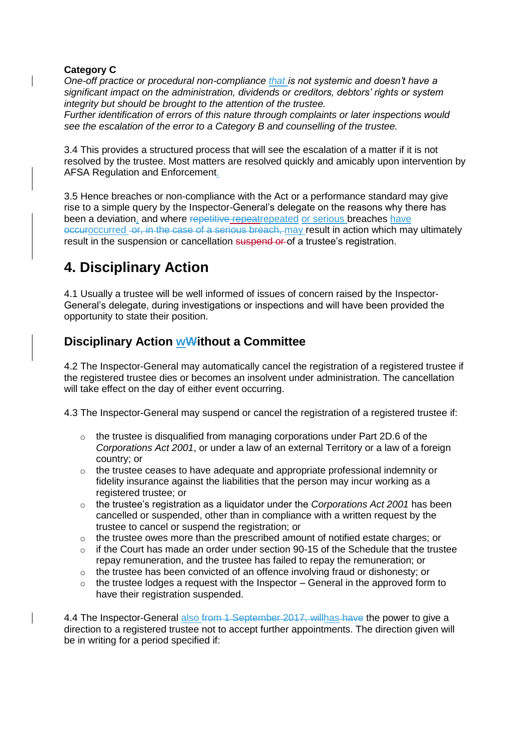**Category C**

*One-off practice or procedural non-compliance that is not systemic and doesn't have a significant impact on the administration, dividends or creditors, debtors' rights or system integrity but should be brought to the attention of the trustee.*

*Further identification of errors of this nature through complaints or later inspections would see the escalation of the error to a Category B and counselling of the trustee.*

3.4 This provides a structured process that will see the escalation of a matter if it is not resolved by the trustee. Most matters are resolved quickly and amicably upon intervention by AFSA Regulation and Enforcement.

3.5 Hence breaches or non-compliance with the Act or a performance standard may give rise to a simple query by the Inspector-General's delegate on the reasons why there has been a deviation, and where repeated or serious breaches have occurred may result in action which may ultimately result in the suspension or cancellation of a trustee's registration.

# 4. Disciplinary Action

4.1 Usually a trustee will be well informed of issues of concern raised by the Inspector-General's delegate, during investigations or inspections and will have been provided the opportunity to state their position.

## Disciplinary Action without a Committee

4.2 The Inspector-General may automatically cancel the registration of a registered trustee if the registered trustee dies or becomes an insolvent under administration. The cancellation will take effect on the day of either event occurring.

4.3 The Inspector-General may suspend or cancel the registration of a registered trustee if:

- the trustee is disqualified from managing corporations under Part 2D.6 of the *Corporations Act 2001*, or under a law of an external Territory or a law of a foreign country; or
- the trustee ceases to have adequate and appropriate professional indemnity or fidelity insurance against the liabilities that the person may incur working as a registered trustee; or
- the trustee's registration as a liquidator under the *Corporations Act 2001* has been cancelled or suspended, other than in compliance with a written request by the trustee to cancel or suspend the registration; or
- the trustee owes more than the prescribed amount of notified estate charges; or
- if the Court has made an order under section 90-15 of the Schedule that the trustee repay remuneration, and the trustee has failed to repay the remuneration; or
- the trustee has been convicted of an offence involving fraud or dishonesty; or
- the trustee lodges a request with the Inspector – General in the approved form to have their registration suspended.

4.4 The Inspector-General also has the power to give a direction to a registered trustee not to accept further appointments. The direction given will be in writing for a period specified if: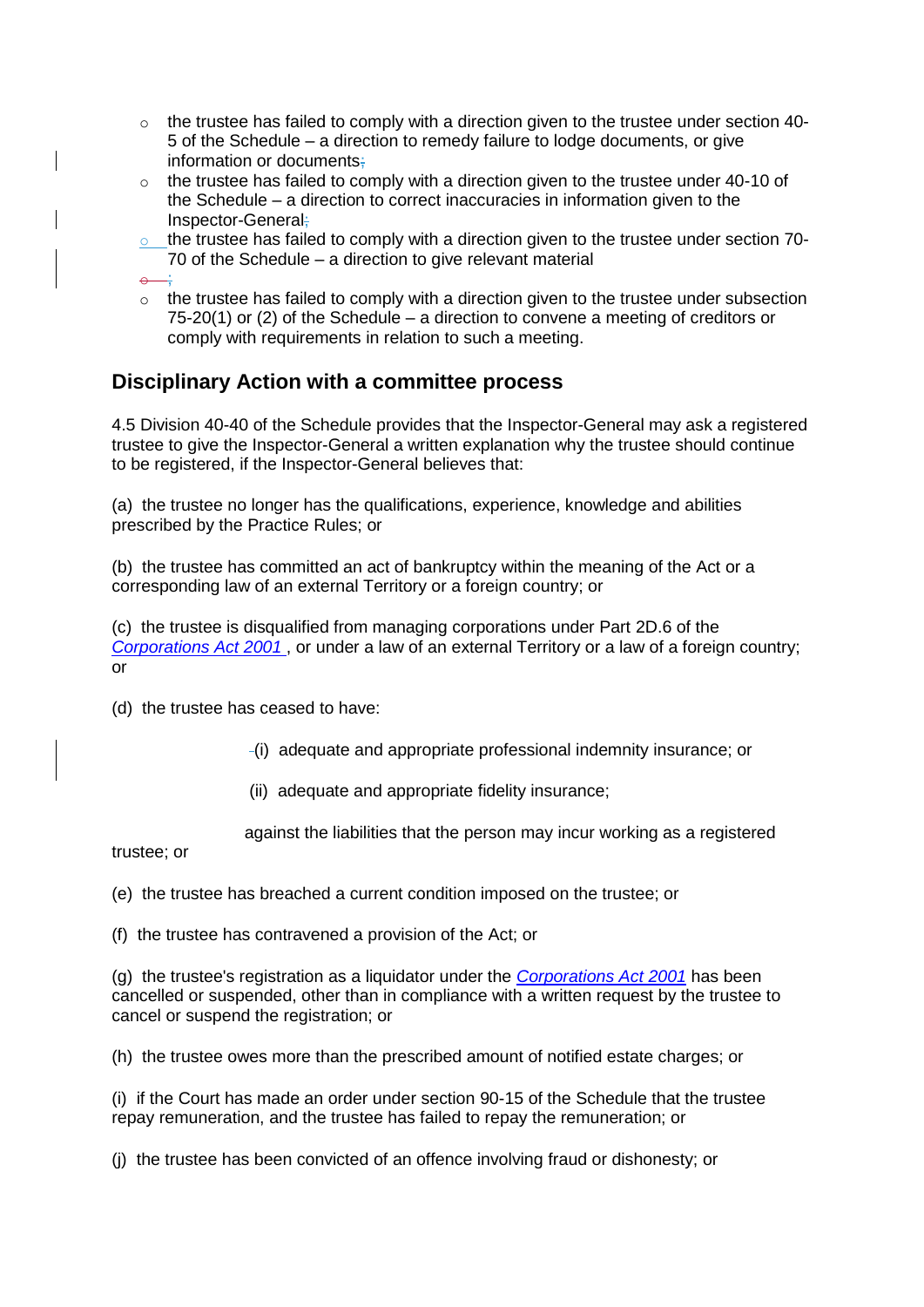- the trustee has failed to comply with a direction given to the trustee under section 40-5 of the Schedule – a direction to remedy failure to lodge documents, or give information or documents;
- the trustee has failed to comply with a direction given to the trustee under 40-10 of the Schedule – a direction to correct inaccuracies in information given to the Inspector-General;
- the trustee has failed to comply with a direction given to the trustee under section 70-70 of the Schedule – a direction to give relevant material
- ;
- the trustee has failed to comply with a direction given to the trustee under subsection 75-20(1) or (2) of the Schedule – a direction to convene a meeting of creditors or comply with requirements in relation to such a meeting.

## Disciplinary Action with a committee process

4.5 Division 40-40 of the Schedule provides that the Inspector-General may ask a registered trustee to give the Inspector-General a written explanation why the trustee should continue to be registered, if the Inspector-General believes that:

(a) the trustee no longer has the qualifications, experience, knowledge and abilities prescribed by the Practice Rules; or

(b) the trustee has committed an act of bankruptcy within the meaning of the Act or a corresponding law of an external Territory or a foreign country; or

(c) the trustee is disqualified from managing corporations under Part 2D.6 of the *Corporations Act 2001* , or under a law of an external Territory or a law of a foreign country; or

(d) the trustee has ceased to have:

(i) adequate and appropriate professional indemnity insurance; or

(ii) adequate and appropriate fidelity insurance;

against the liabilities that the person may incur working as a registered trustee; or

(e) the trustee has breached a current condition imposed on the trustee; or

(f) the trustee has contravened a provision of the Act; or

(g) the trustee's registration as a liquidator under the *Corporations Act 2001* has been cancelled or suspended, other than in compliance with a written request by the trustee to cancel or suspend the registration; or

(h) the trustee owes more than the prescribed amount of notified estate charges; or

(i) if the Court has made an order under section 90-15 of the Schedule that the trustee repay remuneration, and the trustee has failed to repay the remuneration; or

(j) the trustee has been convicted of an offence involving fraud or dishonesty; or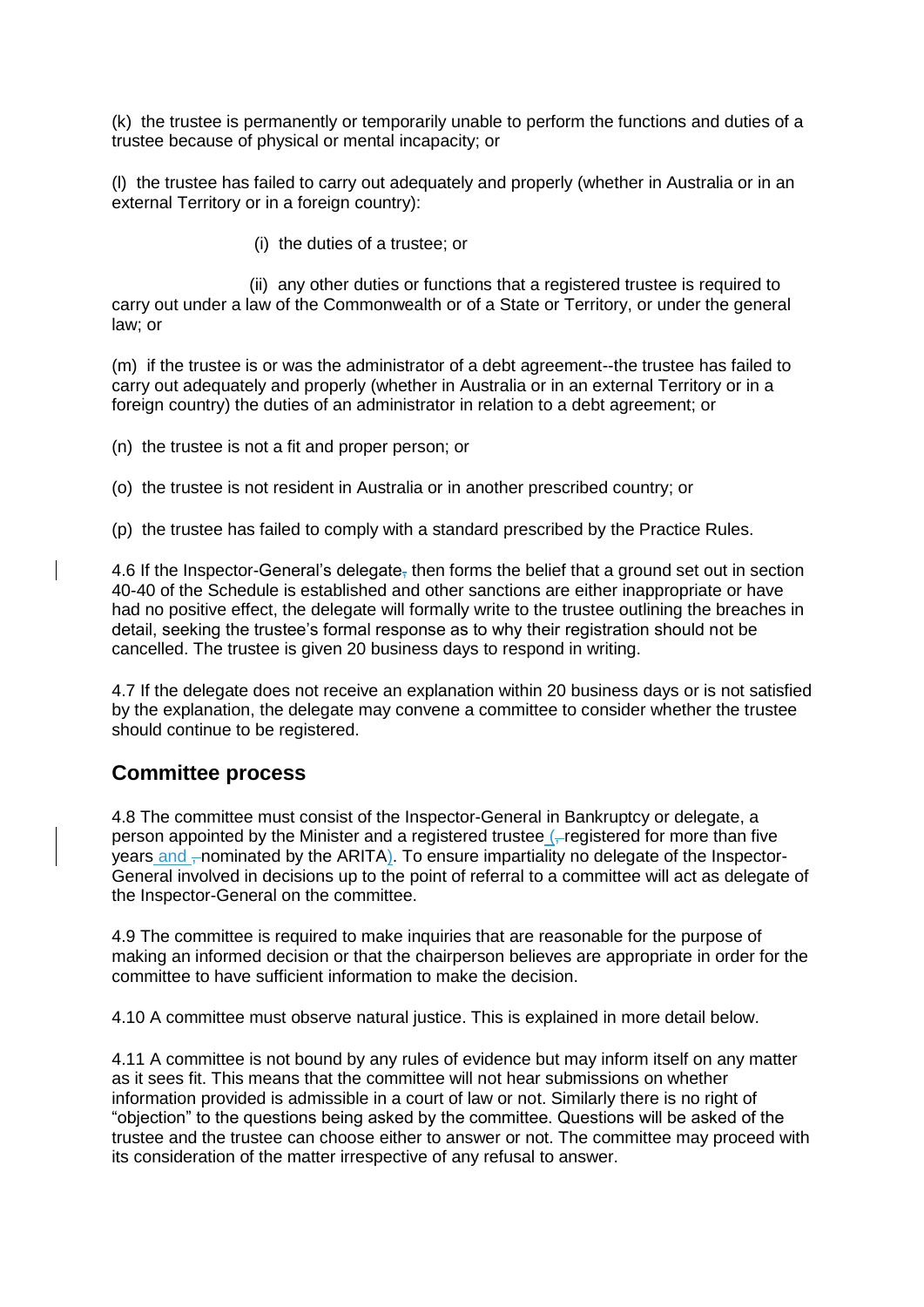(k) the trustee is permanently or temporarily unable to perform the functions and duties of a trustee because of physical or mental incapacity; or

(l) the trustee has failed to carry out adequately and properly (whether in Australia or in an external Territory or in a foreign country):

(i) the duties of a trustee; or

(ii) any other duties or functions that a registered trustee is required to carry out under a law of the Commonwealth or of a State or Territory, or under the general law; or

(m) if the trustee is or was the administrator of a debt agreement--the trustee has failed to carry out adequately and properly (whether in Australia or in an external Territory or in a foreign country) the duties of an administrator in relation to a debt agreement; or

(n) the trustee is not a fit and proper person; or

(o) the trustee is not resident in Australia or in another prescribed country; or

(p) the trustee has failed to comply with a standard prescribed by the Practice Rules.

4.6 If the Inspector-General's delegate, then forms the belief that a ground set out in section 40-40 of the Schedule is established and other sanctions are either inappropriate or have had no positive effect, the delegate will formally write to the trustee outlining the breaches in detail, seeking the trustee's formal response as to why their registration should not be cancelled. The trustee is given 20 business days to respond in writing.

4.7 If the delegate does not receive an explanation within 20 business days or is not satisfied by the explanation, the delegate may convene a committee to consider whether the trustee should continue to be registered.

## Committee process

4.8 The committee must consist of the Inspector-General in Bankruptcy or delegate, a person appointed by the Minister and a registered trustee (registered for more than five years and nominated by the ARITA). To ensure impartiality no delegate of the Inspector-General involved in decisions up to the point of referral to a committee will act as delegate of the Inspector-General on the committee.

4.9 The committee is required to make inquiries that are reasonable for the purpose of making an informed decision or that the chairperson believes are appropriate in order for the committee to have sufficient information to make the decision.

4.10 A committee must observe natural justice. This is explained in more detail below.

4.11 A committee is not bound by any rules of evidence but may inform itself on any matter as it sees fit. This means that the committee will not hear submissions on whether information provided is admissible in a court of law or not. Similarly there is no right of "objection" to the questions being asked by the committee. Questions will be asked of the trustee and the trustee can choose either to answer or not. The committee may proceed with its consideration of the matter irrespective of any refusal to answer.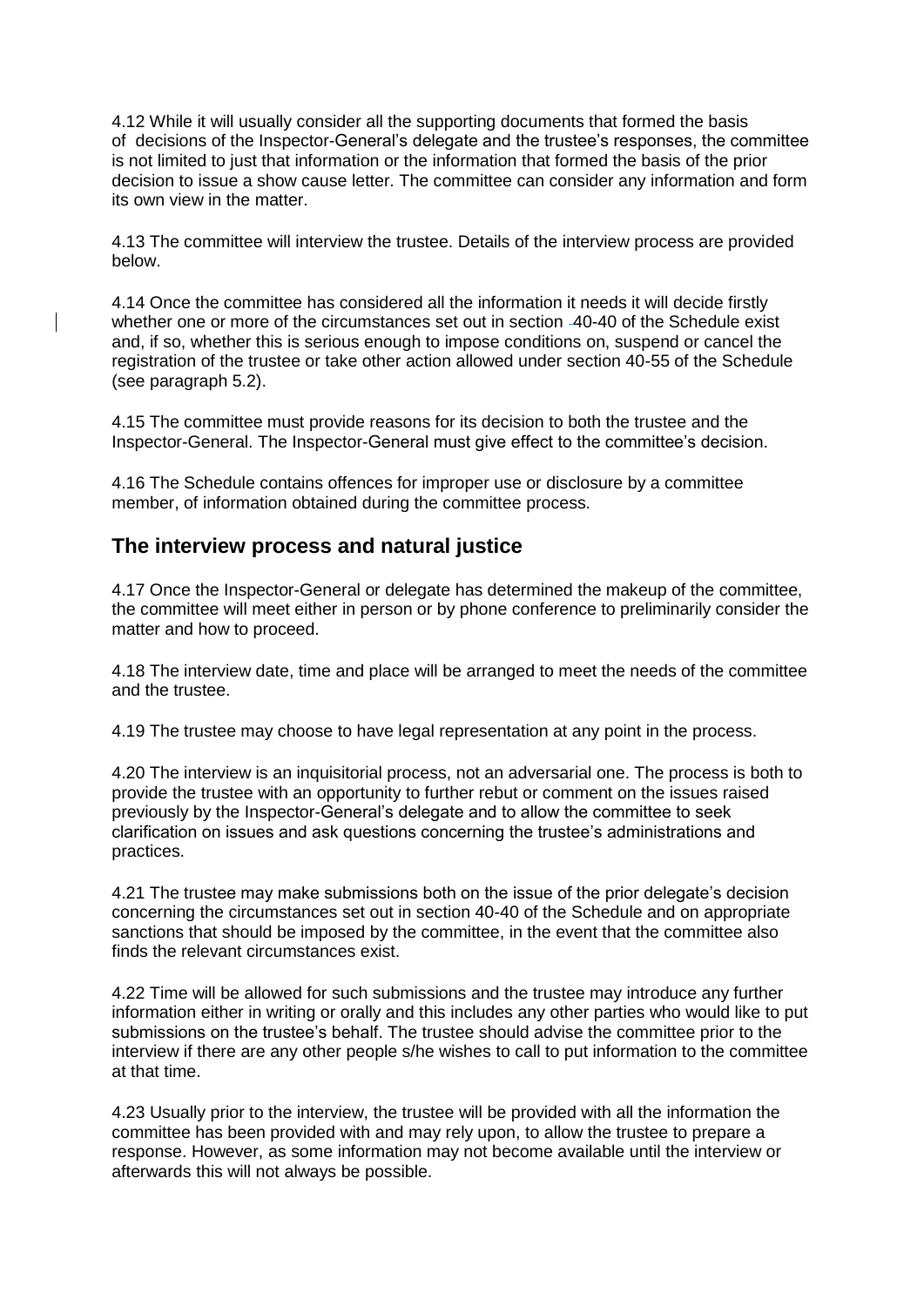4.12 While it will usually consider all the supporting documents that formed the basis of decisions of the Inspector-General's delegate and the trustee's responses, the committee is not limited to just that information or the information that formed the basis of the prior decision to issue a show cause letter. The committee can consider any information and form its own view in the matter.

4.13 The committee will interview the trustee. Details of the interview process are provided below.

4.14 Once the committee has considered all the information it needs it will decide firstly whether one or more of the circumstances set out in section 40-40 of the Schedule exist and, if so, whether this is serious enough to impose conditions on, suspend or cancel the registration of the trustee or take other action allowed under section 40-55 of the Schedule (see paragraph 5.2).

4.15 The committee must provide reasons for its decision to both the trustee and the Inspector-General. The Inspector-General must give effect to the committee's decision.

4.16 The Schedule contains offences for improper use or disclosure by a committee member, of information obtained during the committee process.

## The interview process and natural justice

4.17 Once the Inspector-General or delegate has determined the makeup of the committee, the committee will meet either in person or by phone conference to preliminarily consider the matter and how to proceed.

4.18 The interview date, time and place will be arranged to meet the needs of the committee and the trustee.

4.19 The trustee may choose to have legal representation at any point in the process.

4.20 The interview is an inquisitorial process, not an adversarial one. The process is both to provide the trustee with an opportunity to further rebut or comment on the issues raised previously by the Inspector-General's delegate and to allow the committee to seek clarification on issues and ask questions concerning the trustee's administrations and practices.

4.21 The trustee may make submissions both on the issue of the prior delegate's decision concerning the circumstances set out in section 40-40 of the Schedule and on appropriate sanctions that should be imposed by the committee, in the event that the committee also finds the relevant circumstances exist.

4.22 Time will be allowed for such submissions and the trustee may introduce any further information either in writing or orally and this includes any other parties who would like to put submissions on the trustee's behalf. The trustee should advise the committee prior to the interview if there are any other people s/he wishes to call to put information to the committee at that time.

4.23 Usually prior to the interview, the trustee will be provided with all the information the committee has been provided with and may rely upon, to allow the trustee to prepare a response. However, as some information may not become available until the interview or afterwards this will not always be possible.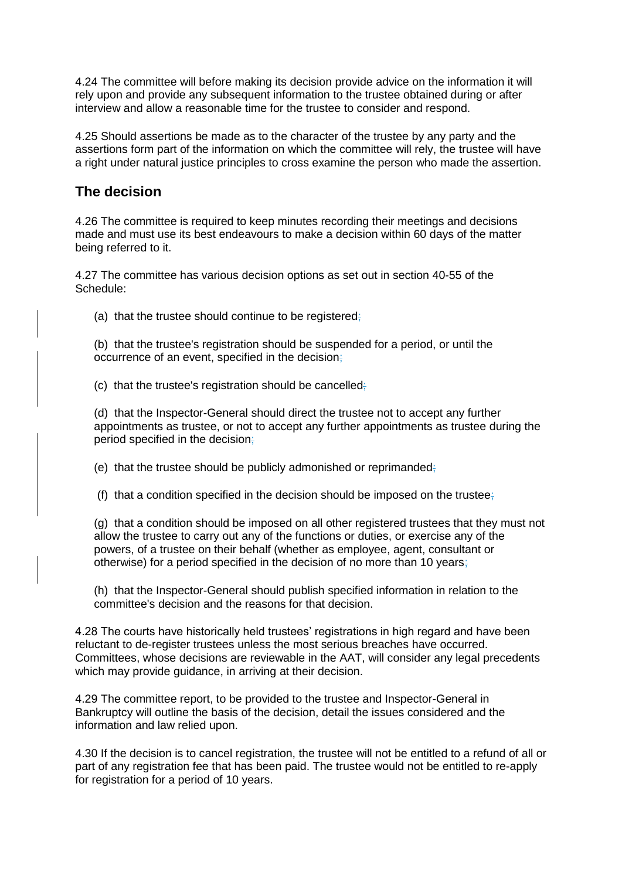4.24 The committee will before making its decision provide advice on the information it will rely upon and provide any subsequent information to the trustee obtained during or after interview and allow a reasonable time for the trustee to consider and respond.

4.25 Should assertions be made as to the character of the trustee by any party and the assertions form part of the information on which the committee will rely, the trustee will have a right under natural justice principles to cross examine the person who made the assertion.

## The decision

4.26 The committee is required to keep minutes recording their meetings and decisions made and must use its best endeavours to make a decision within 60 days of the matter being referred to it.

4.27 The committee has various decision options as set out in section 40-55 of the Schedule:

(a) that the trustee should continue to be registered;

(b) that the trustee's registration should be suspended for a period, or until the occurrence of an event, specified in the decision;

(c) that the trustee's registration should be cancelled;

(d) that the Inspector-General should direct the trustee not to accept any further appointments as trustee, or not to accept any further appointments as trustee during the period specified in the decision;

(e) that the trustee should be publicly admonished or reprimanded;

(f) that a condition specified in the decision should be imposed on the trustee;

(g) that a condition should be imposed on all other registered trustees that they must not allow the trustee to carry out any of the functions or duties, or exercise any of the powers, of a trustee on their behalf (whether as employee, agent, consultant or otherwise) for a period specified in the decision of no more than 10 years;

(h) that the Inspector-General should publish specified information in relation to the committee's decision and the reasons for that decision.

4.28 The courts have historically held trustees' registrations in high regard and have been reluctant to de-register trustees unless the most serious breaches have occurred. Committees, whose decisions are reviewable in the AAT, will consider any legal precedents which may provide guidance, in arriving at their decision.

4.29 The committee report, to be provided to the trustee and Inspector-General in Bankruptcy will outline the basis of the decision, detail the issues considered and the information and law relied upon.

4.30 If the decision is to cancel registration, the trustee will not be entitled to a refund of all or part of any registration fee that has been paid. The trustee would not be entitled to re-apply for registration for a period of 10 years.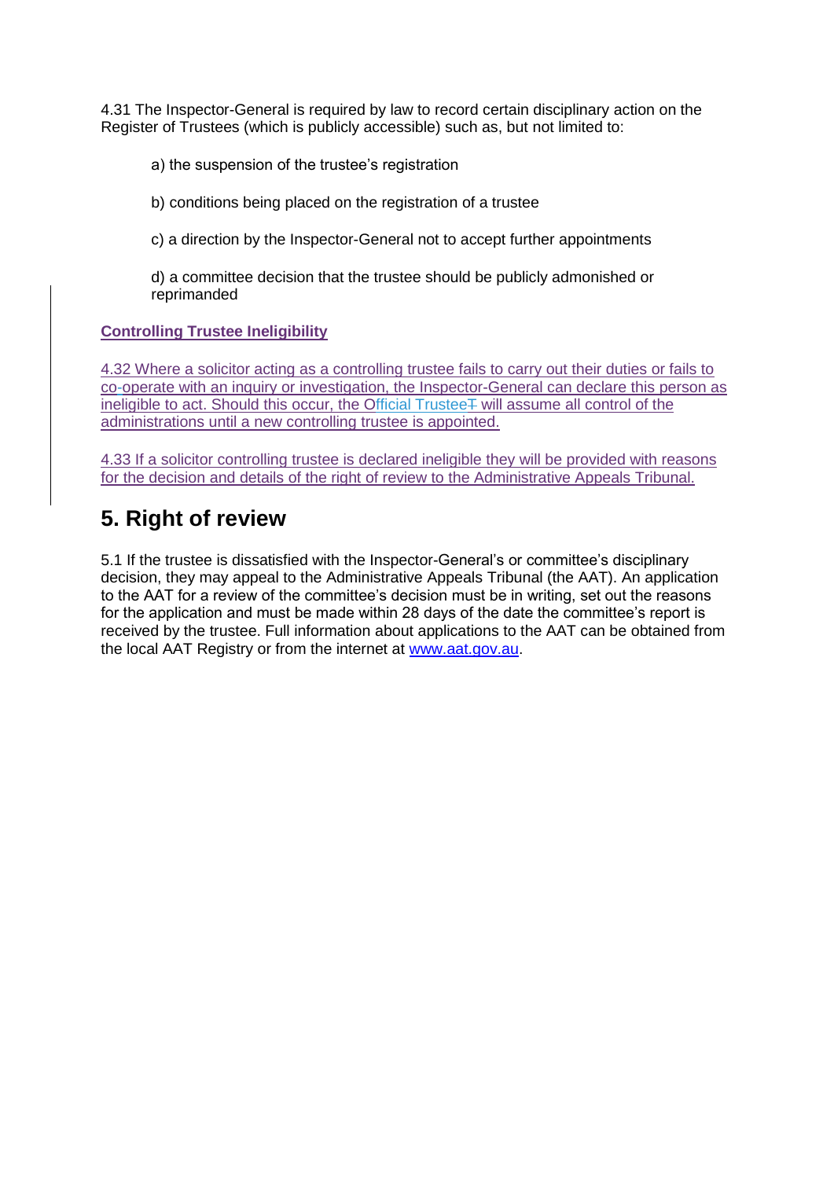4.31 The Inspector-General is required by law to record certain disciplinary action on the Register of Trustees (which is publicly accessible) such as, but not limited to:

a) the suspension of the trustee's registration

b) conditions being placed on the registration of a trustee

c) a direction by the Inspector-General not to accept further appointments

d) a committee decision that the trustee should be publicly admonished or reprimanded

**Controlling Trustee Ineligibility**

4.32 Where a solicitor acting as a controlling trustee fails to carry out their duties or fails to co-operate with an inquiry or investigation, the Inspector-General can declare this person as ineligible to act. Should this occur, the Official Trustee will assume all control of the administrations until a new controlling trustee is appointed.

4.33 If a solicitor controlling trustee is declared ineligible they will be provided with reasons for the decision and details of the right of review to the Administrative Appeals Tribunal.

## 5. Right of review

5.1 If the trustee is dissatisfied with the Inspector-General's or committee's disciplinary decision, they may appeal to the Administrative Appeals Tribunal (the AAT). An application to the AAT for a review of the committee's decision must be in writing, set out the reasons for the application and must be made within 28 days of the date the committee's report is received by the trustee. Full information about applications to the AAT can be obtained from the local AAT Registry or from the internet at www.aat.gov.au.